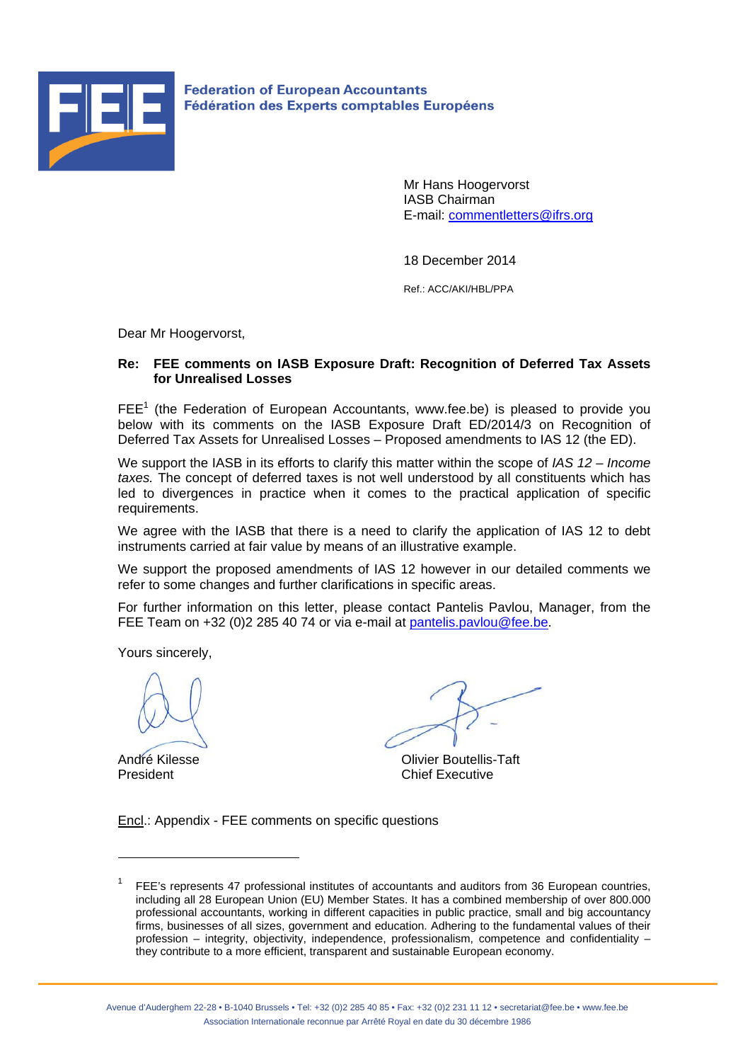**Federation of European Accountants**
**Fédération des Experts comptables Européens**

Mr Hans Hoogervorst
IASB Chairman
E-mail: commentletters@ifrs.org

18 December 2014

Ref.: ACC/AKI/HBL/PPA

Dear Mr Hoogervorst,

**Re: FEE comments on IASB Exposure Draft: Recognition of Deferred Tax Assets for Unrealised Losses**

FEE[1] (the Federation of European Accountants, www.fee.be) is pleased to provide you below with its comments on the IASB Exposure Draft ED/2014/3 on Recognition of Deferred Tax Assets for Unrealised Losses – Proposed amendments to IAS 12 (the ED).

We support the IASB in its efforts to clarify this matter within the scope of *IAS 12 – Income taxes.* The concept of deferred taxes is not well understood by all constituents which has led to divergences in practice when it comes to the practical application of specific requirements.

We agree with the IASB that there is a need to clarify the application of IAS 12 to debt instruments carried at fair value by means of an illustrative example.

We support the proposed amendments of IAS 12 however in our detailed comments we refer to some changes and further clarifications in specific areas.

For further information on this letter, please contact Pantelis Pavlou, Manager, from the FEE Team on +32 (0)2 285 40 74 or via e-mail at pantelis.pavlou@fee.be.

Yours sincerely,

André Kilesse
President

Olivier Boutellis-Taft
Chief Executive

Encl.: Appendix - FEE comments on specific questions

[1] FEE's represents 47 professional institutes of accountants and auditors from 36 European countries, including all 28 European Union (EU) Member States. It has a combined membership of over 800.000 professional accountants, working in different capacities in public practice, small and big accountancy firms, businesses of all sizes, government and education. Adhering to the fundamental values of their profession – integrity, objectivity, independence, professionalism, competence and confidentiality – they contribute to a more efficient, transparent and sustainable European economy.

Avenue d'Auderghem 22-28 • B-1040 Brussels • Tel: +32 (0)2 285 40 85 • Fax: +32 (0)2 231 11 12 • secretariat@fee.be • www.fee.be
Association Internationale reconnue par Arrêté Royal en date du 30 décembre 1986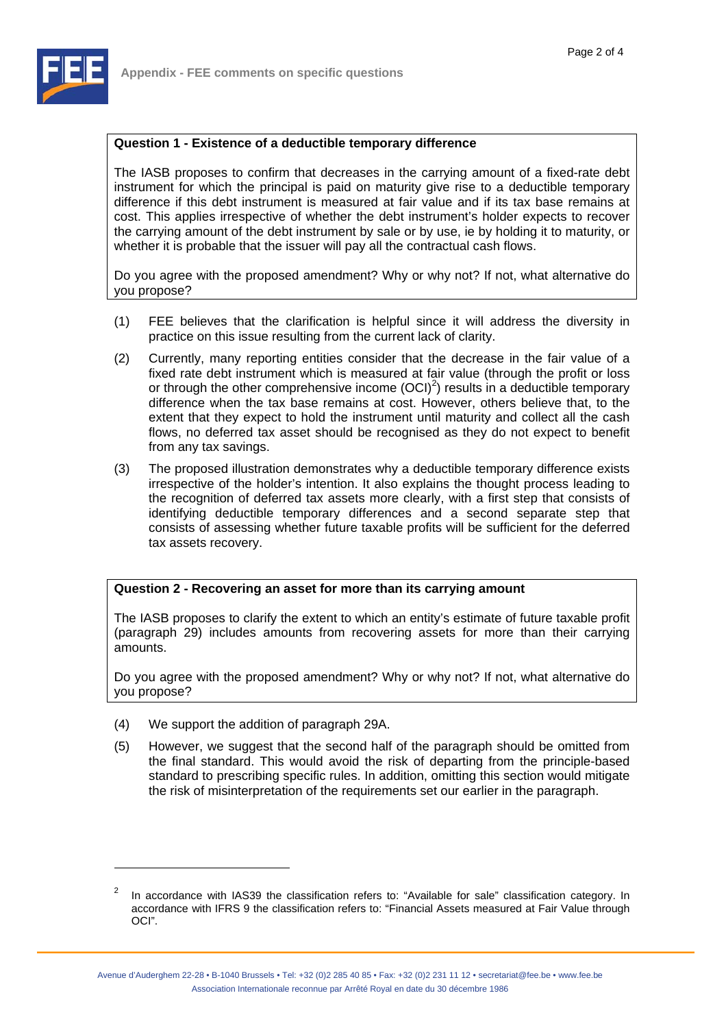## Appendix - FEE comments on specific questions

**Question 1 - Existence of a deductible temporary difference**

The IASB proposes to confirm that decreases in the carrying amount of a fixed-rate debt instrument for which the principal is paid on maturity give rise to a deductible temporary difference if this debt instrument is measured at fair value and if its tax base remains at cost. This applies irrespective of whether the debt instrument's holder expects to recover the carrying amount of the debt instrument by sale or by use, ie by holding it to maturity, or whether it is probable that the issuer will pay all the contractual cash flows.

Do you agree with the proposed amendment? Why or why not? If not, what alternative do you propose?

(1) FEE believes that the clarification is helpful since it will address the diversity in practice on this issue resulting from the current lack of clarity.

(2) Currently, many reporting entities consider that the decrease in the fair value of a fixed rate debt instrument which is measured at fair value (through the profit or loss or through the other comprehensive income (OCI)[2]) results in a deductible temporary difference when the tax base remains at cost. However, others believe that, to the extent that they expect to hold the instrument until maturity and collect all the cash flows, no deferred tax asset should be recognised as they do not expect to benefit from any tax savings.

(3) The proposed illustration demonstrates why a deductible temporary difference exists irrespective of the holder's intention. It also explains the thought process leading to the recognition of deferred tax assets more clearly, with a first step that consists of identifying deductible temporary differences and a second separate step that consists of assessing whether future taxable profits will be sufficient for the deferred tax assets recovery.

**Question 2 - Recovering an asset for more than its carrying amount**

The IASB proposes to clarify the extent to which an entity's estimate of future taxable profit (paragraph 29) includes amounts from recovering assets for more than their carrying amounts.

Do you agree with the proposed amendment? Why or why not? If not, what alternative do you propose?

(4) We support the addition of paragraph 29A.

(5) However, we suggest that the second half of the paragraph should be omitted from the final standard. This would avoid the risk of departing from the principle-based standard to prescribing specific rules. In addition, omitting this section would mitigate the risk of misinterpretation of the requirements set our earlier in the paragraph.

---

[2] In accordance with IAS39 the classification refers to: "Available for sale" classification category. In accordance with IFRS 9 the classification refers to: "Financial Assets measured at Fair Value through OCI".

Avenue d'Auderghem 22-28 • B-1040 Brussels • Tel: +32 (0)2 285 40 85 • Fax: +32 (0)2 231 11 12 • secretariat@fee.be • www.fee.be
Association Internationale reconnue par Arrêté Royal en date du 30 décembre 1986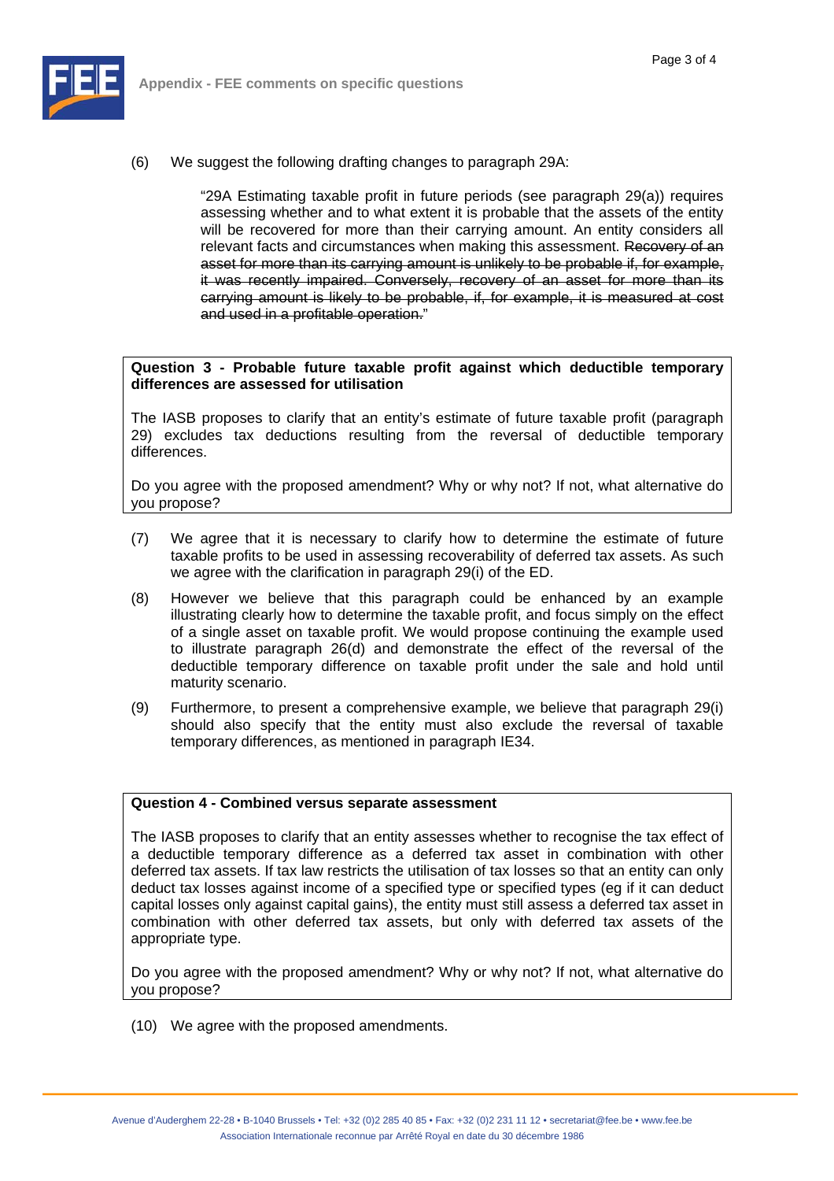(6) We suggest the following drafting changes to paragraph 29A:

> "29A Estimating taxable profit in future periods (see paragraph 29(a)) requires assessing whether and to what extent it is probable that the assets of the entity will be recovered for more than their carrying amount. An entity considers all relevant facts and circumstances when making this assessment. ~~Recovery of an asset for more than its carrying amount is unlikely to be probable if, for example, it was recently impaired. Conversely, recovery of an asset for more than its carrying amount is likely to be probable, if, for example, it is measured at cost and used in a profitable operation.~~"

| **Question 3 - Probable future taxable profit against which deductible temporary differences are assessed for utilisation** |
|---|
| The IASB proposes to clarify that an entity's estimate of future taxable profit (paragraph 29) excludes tax deductions resulting from the reversal of deductible temporary differences.<br><br>Do you agree with the proposed amendment? Why or why not? If not, what alternative do you propose? |

(7) We agree that it is necessary to clarify how to determine the estimate of future taxable profits to be used in assessing recoverability of deferred tax assets. As such we agree with the clarification in paragraph 29(i) of the ED.

(8) However we believe that this paragraph could be enhanced by an example illustrating clearly how to determine the taxable profit, and focus simply on the effect of a single asset on taxable profit. We would propose continuing the example used to illustrate paragraph 26(d) and demonstrate the effect of the reversal of the deductible temporary difference on taxable profit under the sale and hold until maturity scenario.

(9) Furthermore, to present a comprehensive example, we believe that paragraph 29(i) should also specify that the entity must also exclude the reversal of taxable temporary differences, as mentioned in paragraph IE34.

| **Question 4 - Combined versus separate assessment** |
|---|
| The IASB proposes to clarify that an entity assesses whether to recognise the tax effect of a deductible temporary difference as a deferred tax asset in combination with other deferred tax assets. If tax law restricts the utilisation of tax losses so that an entity can only deduct tax losses against income of a specified type or specified types (eg if it can deduct capital losses only against capital gains), the entity must still assess a deferred tax asset in combination with other deferred tax assets, but only with deferred tax assets of the appropriate type.<br><br>Do you agree with the proposed amendment? Why or why not? If not, what alternative do you propose? |

(10) We agree with the proposed amendments.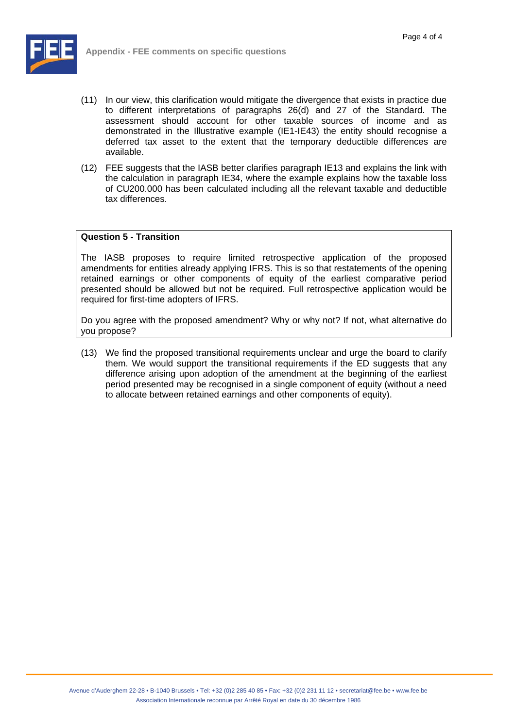(11) In our view, this clarification would mitigate the divergence that exists in practice due to different interpretations of paragraphs 26(d) and 27 of the Standard. The assessment should account for other taxable sources of income and as demonstrated in the Illustrative example (IE1-IE43) the entity should recognise a deferred tax asset to the extent that the temporary deductible differences are available.

(12) FEE suggests that the IASB better clarifies paragraph IE13 and explains the link with the calculation in paragraph IE34, where the example explains how the taxable loss of CU200.000 has been calculated including all the relevant taxable and deductible tax differences.

| **Question 5 - Transition** |
|---|
| The IASB proposes to require limited retrospective application of the proposed amendments for entities already applying IFRS. This is so that restatements of the opening retained earnings or other components of equity of the earliest comparative period presented should be allowed but not be required. Full retrospective application would be required for first-time adopters of IFRS. |
| Do you agree with the proposed amendment? Why or why not? If not, what alternative do you propose? |

(13) We find the proposed transitional requirements unclear and urge the board to clarify them. We would support the transitional requirements if the ED suggests that any difference arising upon adoption of the amendment at the beginning of the earliest period presented may be recognised in a single component of equity (without a need to allocate between retained earnings and other components of equity).